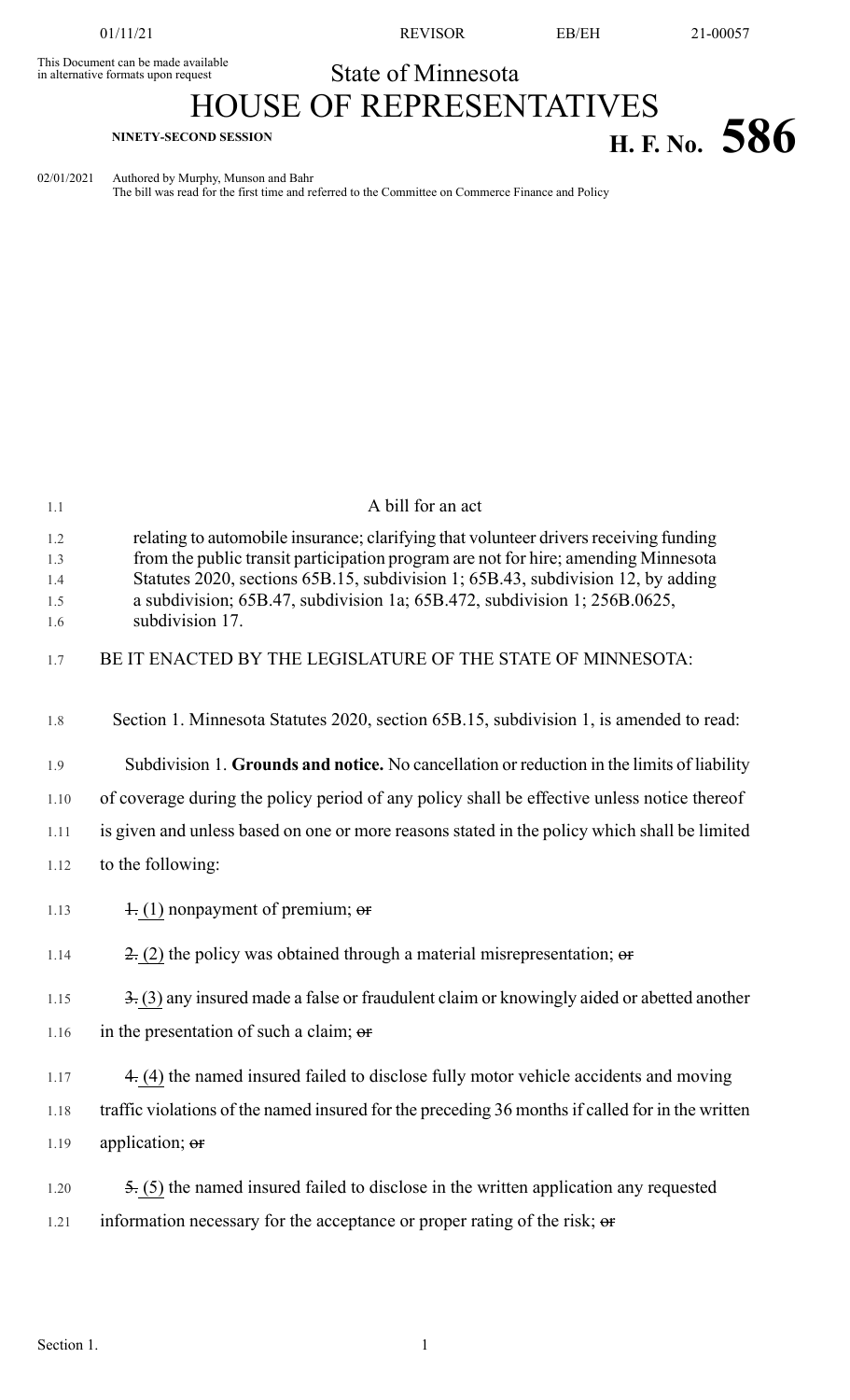This Document can be made available in alternative formats upon request

State of Minnesota

# HOUSE OF REPRESENTATIVES

**NINETY-SECOND SESSION**

# H. F. No. 586

02/01/2021 Authored by Murphy, Munson and Bahr
The bill was read for the first time and referred to the Committee on Commerce Finance and Policy

A bill for an act

relating to automobile insurance; clarifying that volunteer drivers receiving funding from the public transit participation program are not for hire; amending Minnesota Statutes 2020, sections 65B.15, subdivision 1; 65B.43, subdivision 12, by adding a subdivision; 65B.47, subdivision 1a; 65B.472, subdivision 1; 256B.0625, subdivision 17.

BE IT ENACTED BY THE LEGISLATURE OF THE STATE OF MINNESOTA:

Section 1. Minnesota Statutes 2020, section 65B.15, subdivision 1, is amended to read:

Subdivision 1. **Grounds and notice.** No cancellation or reduction in the limits of liability of coverage during the policy period of any policy shall be effective unless notice thereof is given and unless based on one or more reasons stated in the policy which shall be limited to the following:

~~1.~~ (1) nonpayment of premium; ~~or~~

~~2.~~ (2) the policy was obtained through a material misrepresentation; ~~or~~

~~3.~~ (3) any insured made a false or fraudulent claim or knowingly aided or abetted another in the presentation of such a claim; ~~or~~

~~4.~~ (4) the named insured failed to disclose fully motor vehicle accidents and moving traffic violations of the named insured for the preceding 36 months if called for in the written application; ~~or~~

~~5.~~ (5) the named insured failed to disclose in the written application any requested information necessary for the acceptance or proper rating of the risk; ~~or~~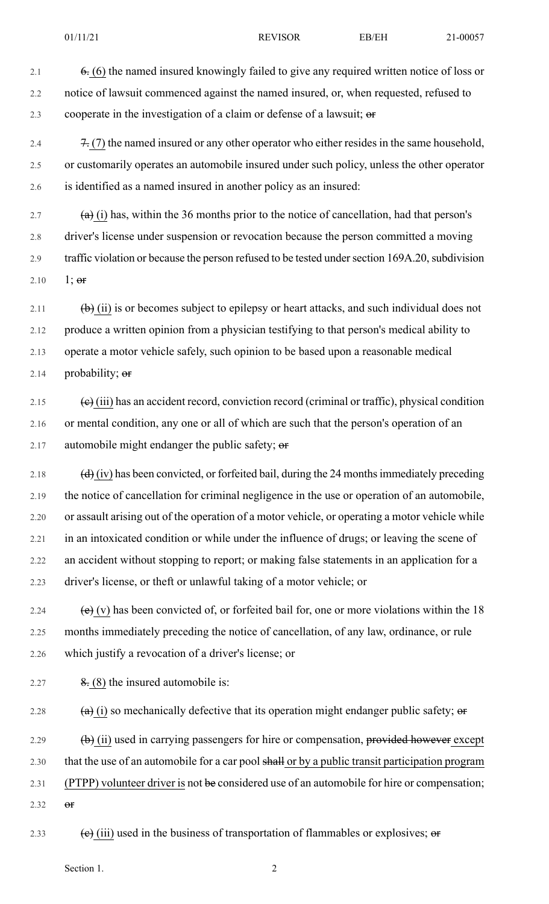~~6.~~ (6) the named insured knowingly failed to give any required written notice of loss or notice of lawsuit commenced against the named insured, or, when requested, refused to cooperate in the investigation of a claim or defense of a lawsuit; ~~or~~

~~7.~~ (7) the named insured or any other operator who either resides in the same household, or customarily operates an automobile insured under such policy, unless the other operator is identified as a named insured in another policy as an insured:

~~(a)~~ (i) has, within the 36 months prior to the notice of cancellation, had that person's driver's license under suspension or revocation because the person committed a moving traffic violation or because the person refused to be tested under section 169A.20, subdivision 1; ~~or~~

~~(b)~~ (ii) is or becomes subject to epilepsy or heart attacks, and such individual does not produce a written opinion from a physician testifying to that person's medical ability to operate a motor vehicle safely, such opinion to be based upon a reasonable medical probability; ~~or~~

~~(c)~~ (iii) has an accident record, conviction record (criminal or traffic), physical condition or mental condition, any one or all of which are such that the person's operation of an automobile might endanger the public safety; ~~or~~

~~(d)~~ (iv) has been convicted, or forfeited bail, during the 24 months immediately preceding the notice of cancellation for criminal negligence in the use or operation of an automobile, or assault arising out of the operation of a motor vehicle, or operating a motor vehicle while in an intoxicated condition or while under the influence of drugs; or leaving the scene of an accident without stopping to report; or making false statements in an application for a driver's license, or theft or unlawful taking of a motor vehicle; or

~~(e)~~ (v) has been convicted of, or forfeited bail for, one or more violations within the 18 months immediately preceding the notice of cancellation, of any law, ordinance, or rule which justify a revocation of a driver's license; or

~~8.~~ (8) the insured automobile is:

~~(a)~~ (i) so mechanically defective that its operation might endanger public safety; ~~or~~

~~(b)~~ (ii) used in carrying passengers for hire or compensation, ~~provided however~~ except that the use of an automobile for a car pool ~~shall~~ or by a public transit participation program (PTPP) volunteer driver is not ~~be~~ considered use of an automobile for hire or compensation; ~~or~~

~~(c)~~ (iii) used in the business of transportation of flammables or explosives; ~~or~~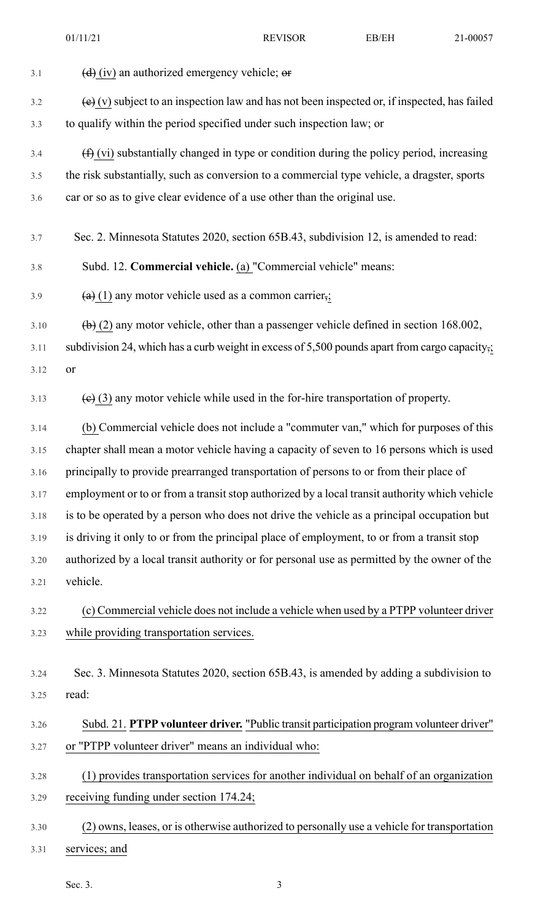3.1 ~~(d)~~ (iv) an authorized emergency vehicle; ~~or~~

3.2 ~~(e)~~ (v) subject to an inspection law and has not been inspected or, if inspected, has failed
3.3 to qualify within the period specified under such inspection law; or

3.4 ~~(f)~~ (vi) substantially changed in type or condition during the policy period, increasing
3.5 the risk substantially, such as conversion to a commercial type vehicle, a dragster, sports
3.6 car or so as to give clear evidence of a use other than the original use.

3.7 Sec. 2. Minnesota Statutes 2020, section 65B.43, subdivision 12, is amended to read:

3.8 Subd. 12. **Commercial vehicle.** <u>(a)</u> "Commercial vehicle" means:

3.9 ~~(a)~~ <u>(1)</u> any motor vehicle used as a common carrier~~,~~<u>;</u>

3.10 ~~(b)~~ <u>(2)</u> any motor vehicle, other than a passenger vehicle defined in section 168.002,
3.11 subdivision 24, which has a curb weight in excess of 5,500 pounds apart from cargo capacity~~,~~<u>;</u>
3.12 or

3.13 ~~(c)~~ <u>(3)</u> any motor vehicle while used in the for-hire transportation of property.

3.14 <u>(b)</u> Commercial vehicle does not include a "commuter van," which for purposes of this
3.15 chapter shall mean a motor vehicle having a capacity of seven to 16 persons which is used
3.16 principally to provide prearranged transportation of persons to or from their place of
3.17 employment or to or from a transit stop authorized by a local transit authority which vehicle
3.18 is to be operated by a person who does not drive the vehicle as a principal occupation but
3.19 is driving it only to or from the principal place of employment, to or from a transit stop
3.20 authorized by a local transit authority or for personal use as permitted by the owner of the
3.21 vehicle.

3.22 <u>(c) Commercial vehicle does not include a vehicle when used by a PTPP volunteer driver</u>
3.23 <u>while providing transportation services.</u>

3.24 Sec. 3. Minnesota Statutes 2020, section 65B.43, is amended by adding a subdivision to
3.25 read:

3.26 <u>Subd. 21.</u> <u>**PTPP volunteer driver.**</u> <u>"Public transit participation program volunteer driver"</u>
3.27 <u>or "PTPP volunteer driver" means an individual who:</u>

3.28 <u>(1) provides transportation services for another individual on behalf of an organization</u>
3.29 <u>receiving funding under section 174.24;</u>

3.30 <u>(2) owns, leases, or is otherwise authorized to personally use a vehicle for transportation</u>
3.31 <u>services; and</u>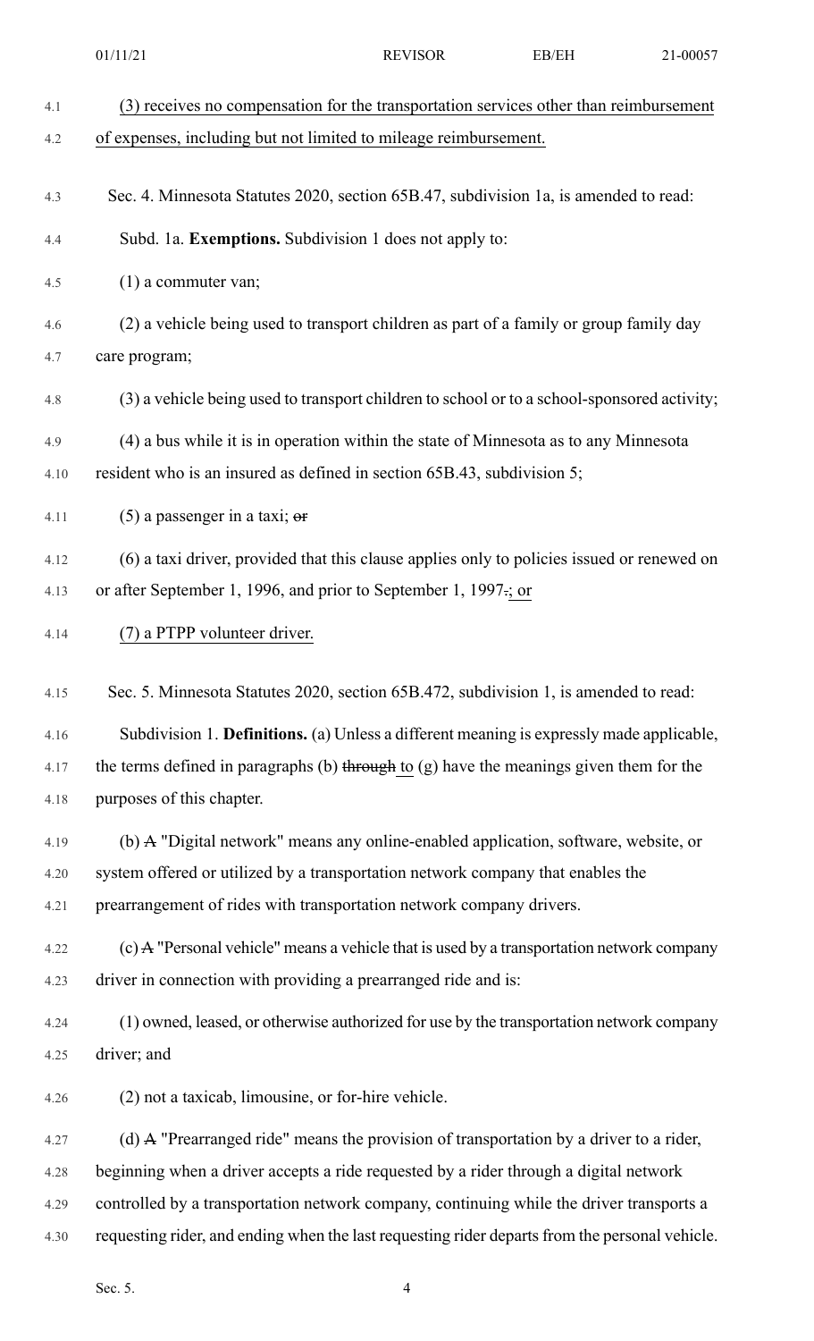(3) receives no compensation for the transportation services other than reimbursement of expenses, including but not limited to mileage reimbursement.

Sec. 4. Minnesota Statutes 2020, section 65B.47, subdivision 1a, is amended to read:

Subd. 1a. **Exemptions.** Subdivision 1 does not apply to:

(1) a commuter van;

(2) a vehicle being used to transport children as part of a family or group family day care program;

(3) a vehicle being used to transport children to school or to a school-sponsored activity;

(4) a bus while it is in operation within the state of Minnesota as to any Minnesota resident who is an insured as defined in section 65B.43, subdivision 5;

(5) a passenger in a taxi; ~~or~~

(6) a taxi driver, provided that this clause applies only to policies issued or renewed on or after September 1, 1996, and prior to September 1, 1997~~.~~; or

(7) a PTPP volunteer driver.

Sec. 5. Minnesota Statutes 2020, section 65B.472, subdivision 1, is amended to read:

Subdivision 1. **Definitions.** (a) Unless a different meaning is expressly made applicable, the terms defined in paragraphs (b) ~~through~~ to (g) have the meanings given them for the purposes of this chapter.

(b) ~~A~~ "Digital network" means any online-enabled application, software, website, or system offered or utilized by a transportation network company that enables the prearrangement of rides with transportation network company drivers.

(c) ~~A~~ "Personal vehicle" means a vehicle that is used by a transportation network company driver in connection with providing a prearranged ride and is:

(1) owned, leased, or otherwise authorized for use by the transportation network company driver; and

(2) not a taxicab, limousine, or for-hire vehicle.

(d) ~~A~~ "Prearranged ride" means the provision of transportation by a driver to a rider, beginning when a driver accepts a ride requested by a rider through a digital network controlled by a transportation network company, continuing while the driver transports a requesting rider, and ending when the last requesting rider departs from the personal vehicle.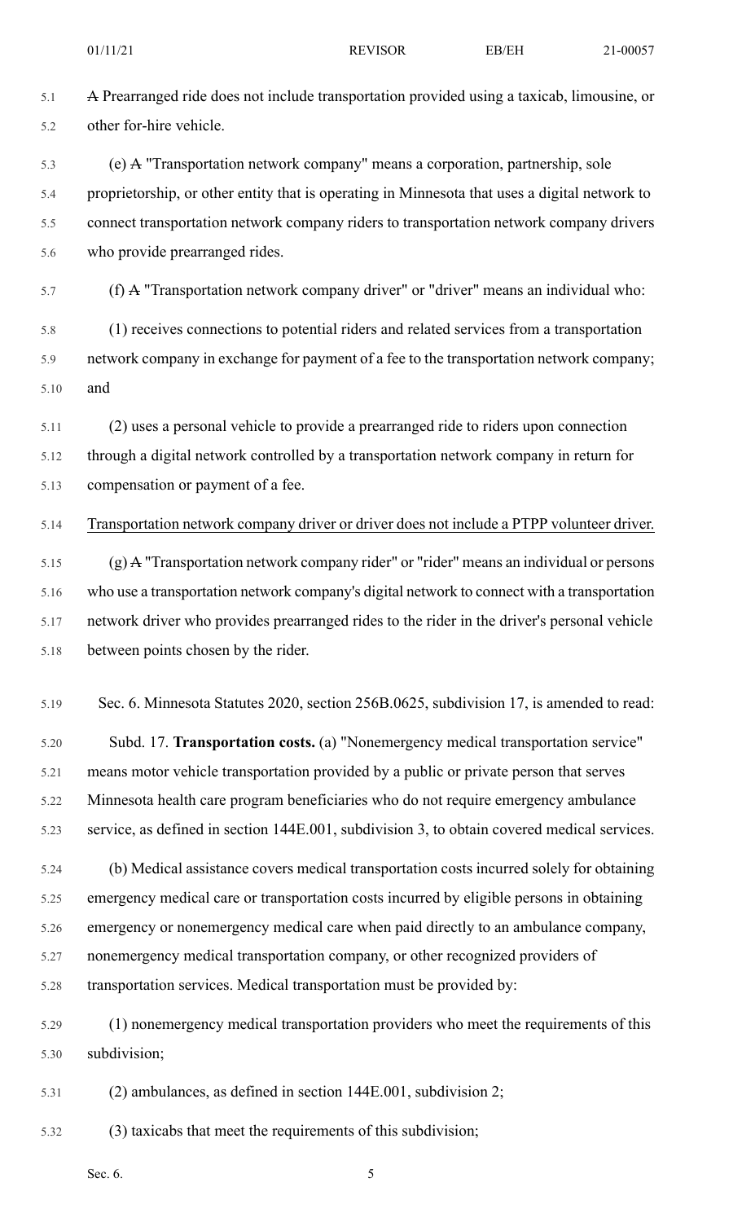A Prearranged ride does not include transportation provided using a taxicab, limousine, or other for-hire vehicle.

(e) A "Transportation network company" means a corporation, partnership, sole proprietorship, or other entity that is operating in Minnesota that uses a digital network to connect transportation network company riders to transportation network company drivers who provide prearranged rides.

(f) A "Transportation network company driver" or "driver" means an individual who:

(1) receives connections to potential riders and related services from a transportation network company in exchange for payment of a fee to the transportation network company; and

(2) uses a personal vehicle to provide a prearranged ride to riders upon connection through a digital network controlled by a transportation network company in return for compensation or payment of a fee.

Transportation network company driver or driver does not include a PTPP volunteer driver.

(g) A "Transportation network company rider" or "rider" means an individual or persons who use a transportation network company's digital network to connect with a transportation network driver who provides prearranged rides to the rider in the driver's personal vehicle between points chosen by the rider.

Sec. 6. Minnesota Statutes 2020, section 256B.0625, subdivision 17, is amended to read:

Subd. 17. **Transportation costs.** (a) "Nonemergency medical transportation service" means motor vehicle transportation provided by a public or private person that serves Minnesota health care program beneficiaries who do not require emergency ambulance service, as defined in section 144E.001, subdivision 3, to obtain covered medical services.

(b) Medical assistance covers medical transportation costs incurred solely for obtaining emergency medical care or transportation costs incurred by eligible persons in obtaining emergency or nonemergency medical care when paid directly to an ambulance company, nonemergency medical transportation company, or other recognized providers of transportation services. Medical transportation must be provided by:

(1) nonemergency medical transportation providers who meet the requirements of this subdivision;

(2) ambulances, as defined in section 144E.001, subdivision 2;

(3) taxicabs that meet the requirements of this subdivision;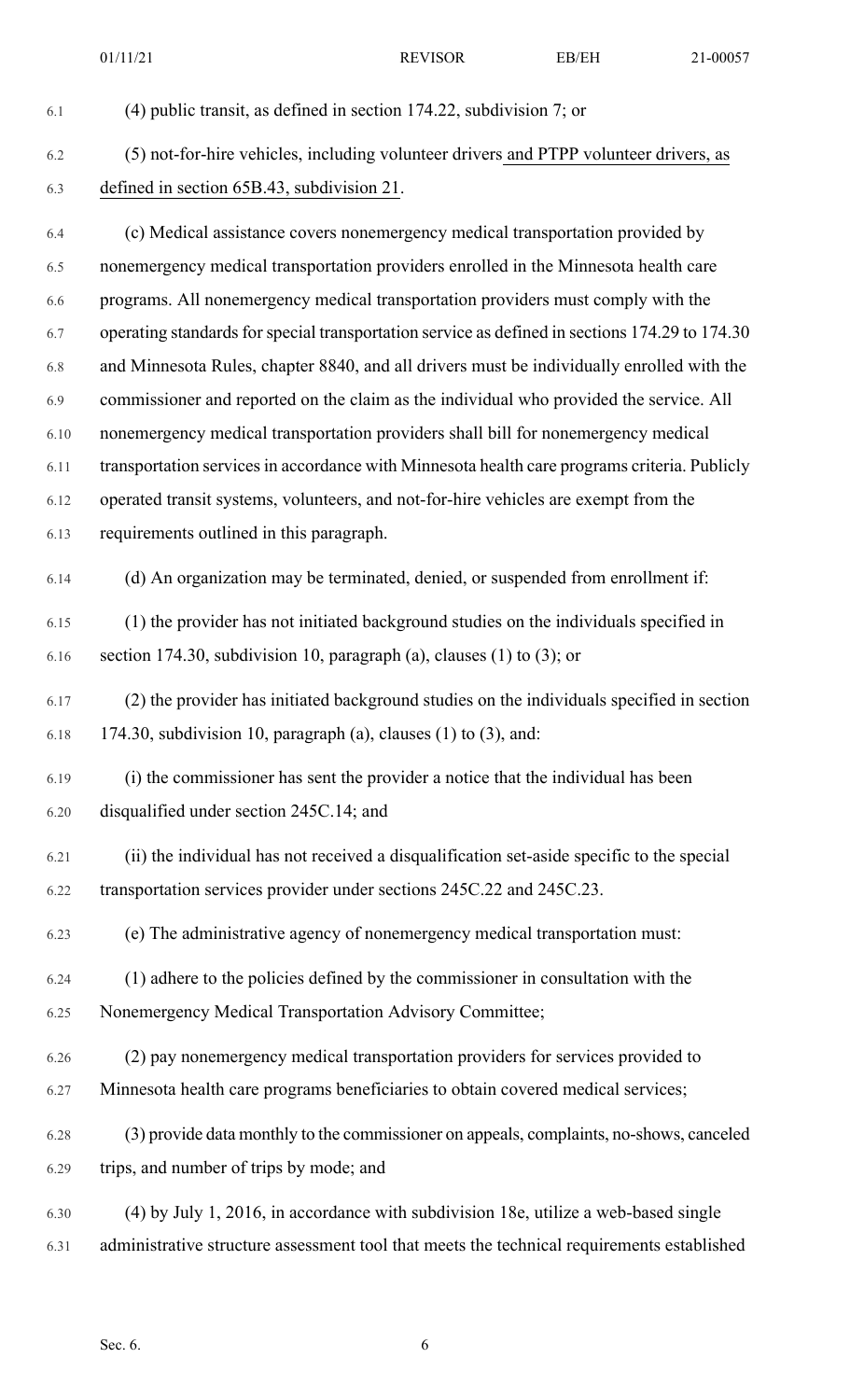(4) public transit, as defined in section 174.22, subdivision 7; or

(5) not-for-hire vehicles, including volunteer drivers and PTPP volunteer drivers, as defined in section 65B.43, subdivision 21.

(c) Medical assistance covers nonemergency medical transportation provided by nonemergency medical transportation providers enrolled in the Minnesota health care programs. All nonemergency medical transportation providers must comply with the operating standards for special transportation service as defined in sections 174.29 to 174.30 and Minnesota Rules, chapter 8840, and all drivers must be individually enrolled with the commissioner and reported on the claim as the individual who provided the service. All nonemergency medical transportation providers shall bill for nonemergency medical transportation services in accordance with Minnesota health care programs criteria. Publicly operated transit systems, volunteers, and not-for-hire vehicles are exempt from the requirements outlined in this paragraph.

(d) An organization may be terminated, denied, or suspended from enrollment if:

(1) the provider has not initiated background studies on the individuals specified in section 174.30, subdivision 10, paragraph (a), clauses (1) to (3); or

(2) the provider has initiated background studies on the individuals specified in section 174.30, subdivision 10, paragraph (a), clauses (1) to (3), and:

(i) the commissioner has sent the provider a notice that the individual has been disqualified under section 245C.14; and

(ii) the individual has not received a disqualification set-aside specific to the special transportation services provider under sections 245C.22 and 245C.23.

(e) The administrative agency of nonemergency medical transportation must:

(1) adhere to the policies defined by the commissioner in consultation with the Nonemergency Medical Transportation Advisory Committee;

(2) pay nonemergency medical transportation providers for services provided to Minnesota health care programs beneficiaries to obtain covered medical services;

(3) provide data monthly to the commissioner on appeals, complaints, no-shows, canceled trips, and number of trips by mode; and

(4) by July 1, 2016, in accordance with subdivision 18e, utilize a web-based single administrative structure assessment tool that meets the technical requirements established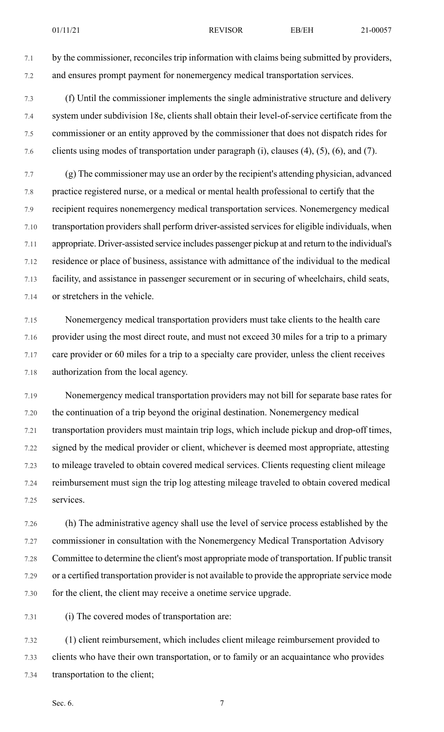by the commissioner, reconciles trip information with claims being submitted by providers, and ensures prompt payment for nonemergency medical transportation services.

(f) Until the commissioner implements the single administrative structure and delivery system under subdivision 18e, clients shall obtain their level-of-service certificate from the commissioner or an entity approved by the commissioner that does not dispatch rides for clients using modes of transportation under paragraph (i), clauses (4), (5), (6), and (7).

(g) The commissioner may use an order by the recipient's attending physician, advanced practice registered nurse, or a medical or mental health professional to certify that the recipient requires nonemergency medical transportation services. Nonemergency medical transportation providers shall perform driver-assisted services for eligible individuals, when appropriate. Driver-assisted service includes passenger pickup at and return to the individual's residence or place of business, assistance with admittance of the individual to the medical facility, and assistance in passenger securement or in securing of wheelchairs, child seats, or stretchers in the vehicle.

Nonemergency medical transportation providers must take clients to the health care provider using the most direct route, and must not exceed 30 miles for a trip to a primary care provider or 60 miles for a trip to a specialty care provider, unless the client receives authorization from the local agency.

Nonemergency medical transportation providers may not bill for separate base rates for the continuation of a trip beyond the original destination. Nonemergency medical transportation providers must maintain trip logs, which include pickup and drop-off times, signed by the medical provider or client, whichever is deemed most appropriate, attesting to mileage traveled to obtain covered medical services. Clients requesting client mileage reimbursement must sign the trip log attesting mileage traveled to obtain covered medical services.

(h) The administrative agency shall use the level of service process established by the commissioner in consultation with the Nonemergency Medical Transportation Advisory Committee to determine the client's most appropriate mode of transportation. If public transit or a certified transportation provider is not available to provide the appropriate service mode for the client, the client may receive a onetime service upgrade.

(i) The covered modes of transportation are:

(1) client reimbursement, which includes client mileage reimbursement provided to clients who have their own transportation, or to family or an acquaintance who provides transportation to the client;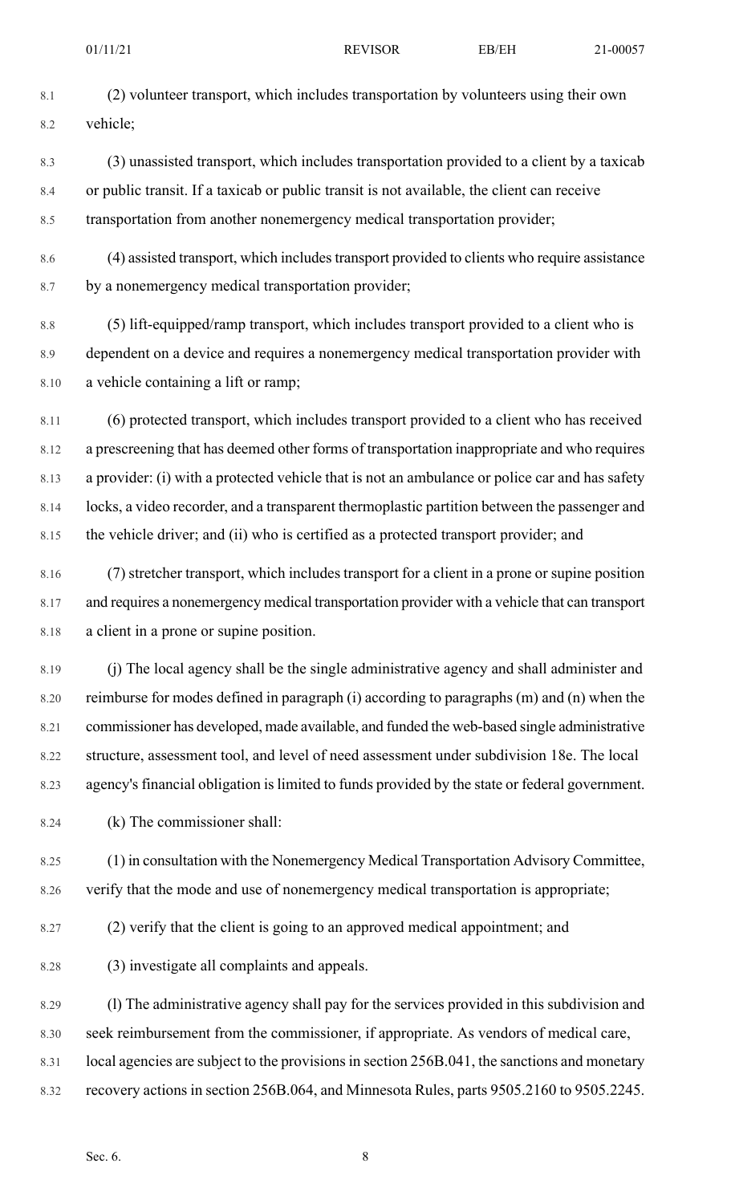(2) volunteer transport, which includes transportation by volunteers using their own vehicle;

(3) unassisted transport, which includes transportation provided to a client by a taxicab or public transit. If a taxicab or public transit is not available, the client can receive transportation from another nonemergency medical transportation provider;

(4) assisted transport, which includes transport provided to clients who require assistance by a nonemergency medical transportation provider;

(5) lift-equipped/ramp transport, which includes transport provided to a client who is dependent on a device and requires a nonemergency medical transportation provider with a vehicle containing a lift or ramp;

(6) protected transport, which includes transport provided to a client who has received a prescreening that has deemed other forms of transportation inappropriate and who requires a provider: (i) with a protected vehicle that is not an ambulance or police car and has safety locks, a video recorder, and a transparent thermoplastic partition between the passenger and the vehicle driver; and (ii) who is certified as a protected transport provider; and

(7) stretcher transport, which includes transport for a client in a prone or supine position and requires a nonemergency medical transportation provider with a vehicle that can transport a client in a prone or supine position.

(j) The local agency shall be the single administrative agency and shall administer and reimburse for modes defined in paragraph (i) according to paragraphs (m) and (n) when the commissioner has developed, made available, and funded the web-based single administrative structure, assessment tool, and level of need assessment under subdivision 18e. The local agency's financial obligation is limited to funds provided by the state or federal government.

(k) The commissioner shall:

(1) in consultation with the Nonemergency Medical Transportation Advisory Committee, verify that the mode and use of nonemergency medical transportation is appropriate;

(2) verify that the client is going to an approved medical appointment; and

(3) investigate all complaints and appeals.

(l) The administrative agency shall pay for the services provided in this subdivision and seek reimbursement from the commissioner, if appropriate. As vendors of medical care, local agencies are subject to the provisions in section 256B.041, the sanctions and monetary recovery actions in section 256B.064, and Minnesota Rules, parts 9505.2160 to 9505.2245.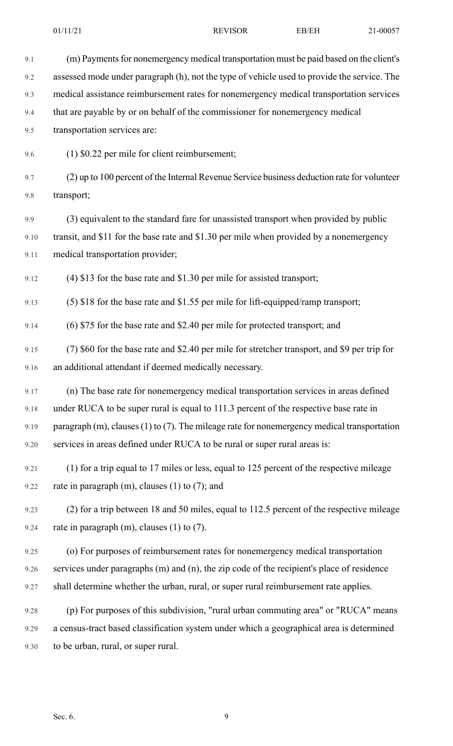(m) Payments for nonemergency medical transportation must be paid based on the client's assessed mode under paragraph (h), not the type of vehicle used to provide the service. The medical assistance reimbursement rates for nonemergency medical transportation services that are payable by or on behalf of the commissioner for nonemergency medical transportation services are:

(1) $0.22 per mile for client reimbursement;

(2) up to 100 percent of the Internal Revenue Service business deduction rate for volunteer transport;

(3) equivalent to the standard fare for unassisted transport when provided by public transit, and $11 for the base rate and $1.30 per mile when provided by a nonemergency medical transportation provider;

(4) $13 for the base rate and $1.30 per mile for assisted transport;

(5) $18 for the base rate and $1.55 per mile for lift-equipped/ramp transport;

(6) $75 for the base rate and $2.40 per mile for protected transport; and

(7) $60 for the base rate and $2.40 per mile for stretcher transport, and $9 per trip for an additional attendant if deemed medically necessary.

(n) The base rate for nonemergency medical transportation services in areas defined under RUCA to be super rural is equal to 111.3 percent of the respective base rate in paragraph (m), clauses (1) to (7). The mileage rate for nonemergency medical transportation services in areas defined under RUCA to be rural or super rural areas is:

(1) for a trip equal to 17 miles or less, equal to 125 percent of the respective mileage rate in paragraph (m), clauses (1) to (7); and

(2) for a trip between 18 and 50 miles, equal to 112.5 percent of the respective mileage rate in paragraph (m), clauses (1) to (7).

(o) For purposes of reimbursement rates for nonemergency medical transportation services under paragraphs (m) and (n), the zip code of the recipient's place of residence shall determine whether the urban, rural, or super rural reimbursement rate applies.

(p) For purposes of this subdivision, "rural urban commuting area" or "RUCA" means a census-tract based classification system under which a geographical area is determined to be urban, rural, or super rural.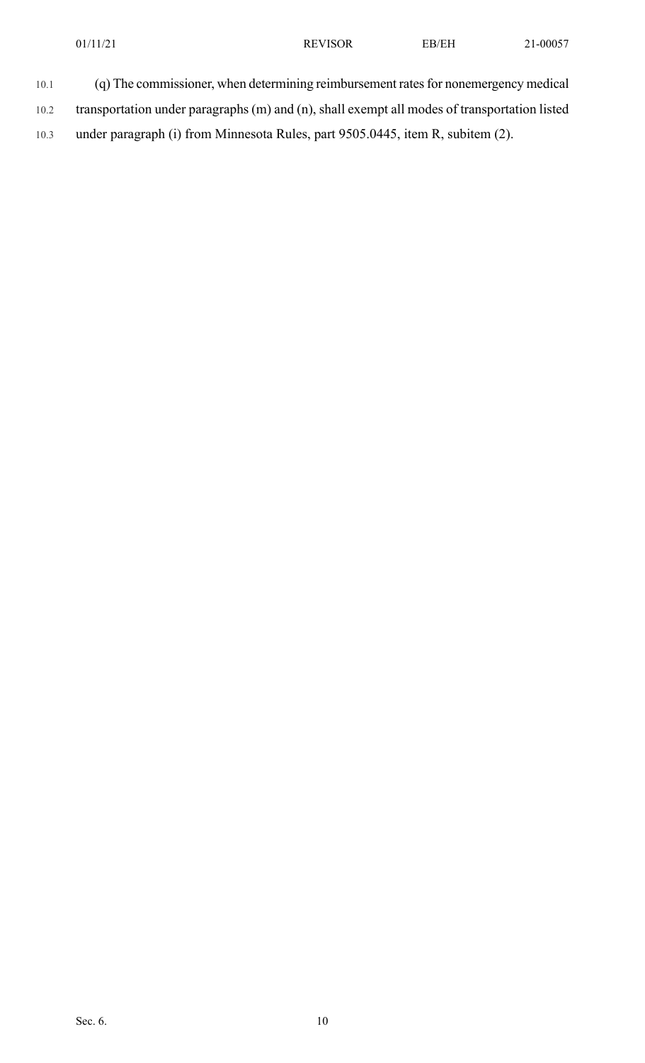(q) The commissioner, when determining reimbursement rates for nonemergency medical transportation under paragraphs (m) and (n), shall exempt all modes of transportation listed under paragraph (i) from Minnesota Rules, part 9505.0445, item R, subitem (2).